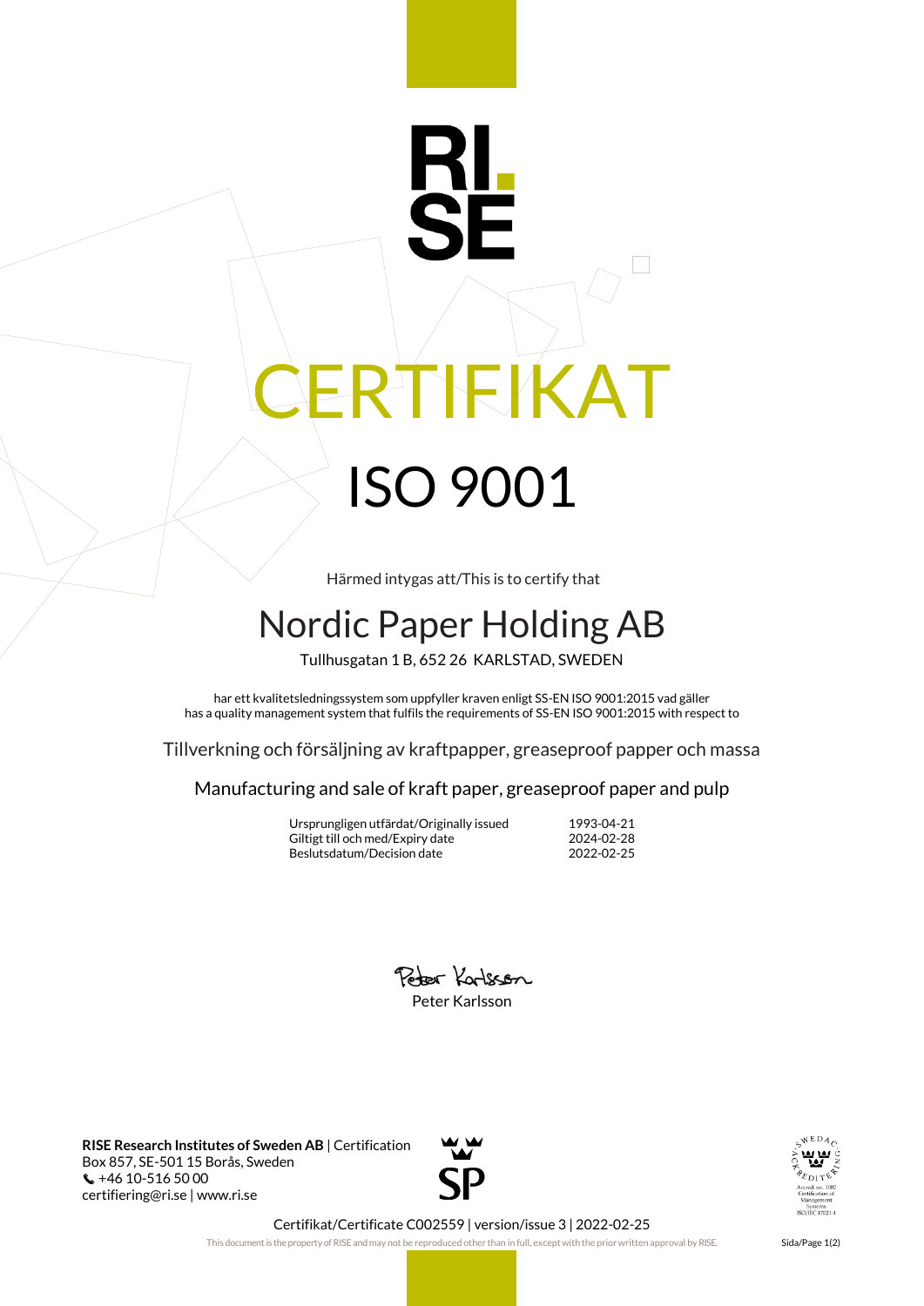RI.
SE

# CERTIFIKAT

## ISO 9001

Härmed intygas att/This is to certify that

## Nordic Paper Holding AB

Tullhusgatan 1 B, 652 26 KARLSTAD, SWEDEN

har ett kvalitetsledningssystem som uppfyller kraven enligt SS-EN ISO 9001:2015 vad gäller
has a quality management system that fulfils the requirements of SS-EN ISO 9001:2015 with respect to

Tillverkning och försäljning av kraftpapper, greaseproof papper och massa

Manufacturing and sale of kraft paper, greaseproof paper and pulp

| | |
|---|---|
| Ursprungligen utfärdat/Originally issued | 1993-04-21 |
| Giltigt till och med/Expiry date | 2024-02-28 |
| Beslutsdatum/Decision date | 2022-02-25 |

Peter Karlsson

**RISE Research Institutes of Sweden AB** | Certification
Box 857, SE-501 15 Borås, Sweden
+46 10-516 50 00
certifiering@ri.se | www.ri.se

SP

SWEDAC ACKREDITERING
Ackred. nr. 1002
Certifiering av Management-system
ISO/IEC 17021-1

Certifikat/Certificate C002559 | version/issue 3 | 2022-02-25

This document is the property of RISE and may not be reproduced other than in full, except with the prior written approval by RISE.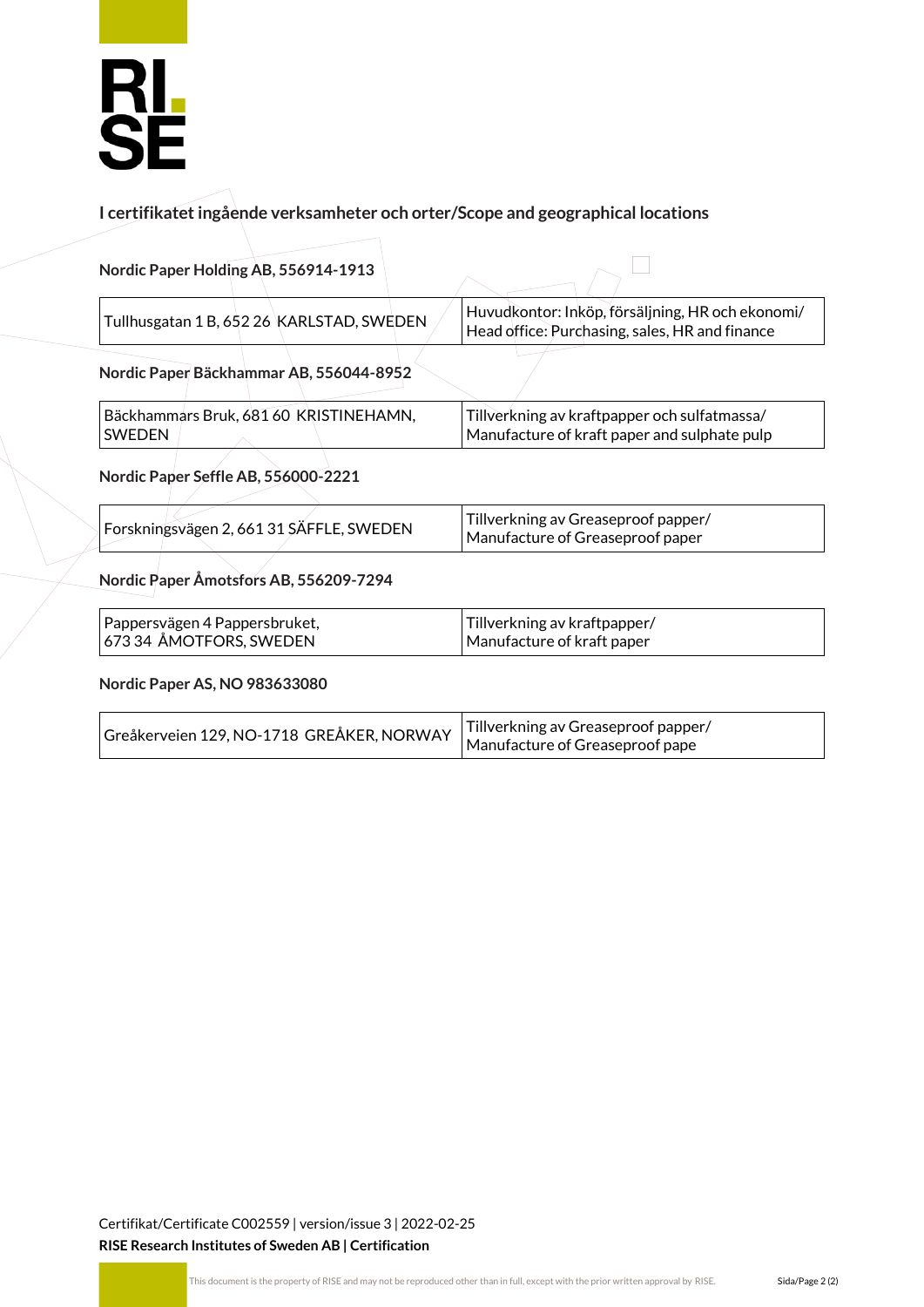## I certifikatet ingående verksamheter och orter/Scope and geographical locations

**Nordic Paper Holding AB, 556914-1913**

| | |
|---|---|
| Tullhusgatan 1 B, 652 26 KARLSTAD, SWEDEN | Huvudkontor: Inköp, försäljning, HR och ekonomi/ Head office: Purchasing, sales, HR and finance |

**Nordic Paper Bäckhammar AB, 556044-8952**

| | |
|---|---|
| Bäckhammars Bruk, 681 60 KRISTINEHAMN, SWEDEN | Tillverkning av kraftpapper och sulfatmassa/ Manufacture of kraft paper and sulphate pulp |

**Nordic Paper Seffle AB, 556000-2221**

| | |
|---|---|
| Forskningsvägen 2, 661 31 SÄFFLE, SWEDEN | Tillverkning av Greaseproof papper/ Manufacture of Greaseproof paper |

**Nordic Paper Åmotsfors AB, 556209-7294**

| | |
|---|---|
| Pappersvägen 4 Pappersbruket, 673 34 ÅMOTFORS, SWEDEN | Tillverkning av kraftpapper/ Manufacture of kraft paper |

**Nordic Paper AS, NO 983633080**

| | |
|---|---|
| Greåkerveien 129, NO-1718 GREÅKER, NORWAY | Tillverkning av Greaseproof papper/ Manufacture of Greaseproof pape |

Certifikat/Certificate C002559 | version/issue 3 | 2022-02-25

**RISE Research Institutes of Sweden AB | Certification**

This document is the property of RISE and may not be reproduced other than in full, except with the prior written approval by RISE.